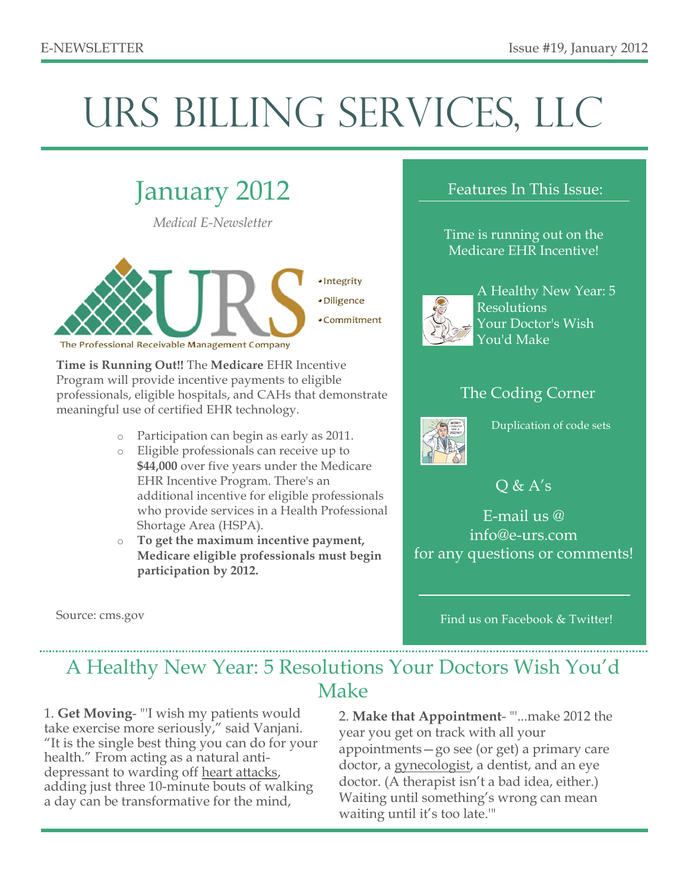E-NEWSLETTER Issue #19, January 2012

# URS Billing Services, LLC

## January 2012

*Medical E-Newsletter*

- Integrity
- Diligence
- Commitment

The Professional Receivable Management Company

**Time is Running Out!!** The **Medicare** EHR Incentive Program will provide incentive payments to eligible professionals, eligible hospitals, and CAHs that demonstrate meaningful use of certified EHR technology.

- Participation can begin as early as 2011.
- Eligible professionals can receive up to **$44,000** over five years under the Medicare EHR Incentive Program. There's an additional incentive for eligible professionals who provide services in a Health Professional Shortage Area (HSPA).
- **To get the maximum incentive payment, Medicare eligible professionals must begin participation by 2012.**

Source: cms.gov

### Features In This Issue:

Time is running out on the Medicare EHR Incentive!

A Healthy New Year: 5 Resolutions Your Doctor's Wish You'd Make

The Coding Corner

Duplication of code sets

Q & A's

E-mail us @ info@e-urs.com for any questions or comments!

Find us on Facebook & Twitter!

## A Healthy New Year: 5 Resolutions Your Doctors Wish You'd Make

1. **Get Moving**- "'I wish my patients would take exercise more seriously," said Vanjani. "It is the single best thing you can do for your health." From acting as a natural anti-depressant to warding off heart attacks, adding just three 10-minute bouts of walking a day can be transformative for the mind,

2. **Make that Appointment**- "'...make 2012 the year you get on track with all your appointments—go see (or get) a primary care doctor, a gynecologist, a dentist, and an eye doctor. (A therapist isn't a bad idea, either.) Waiting until something's wrong can mean waiting until it's too late.'"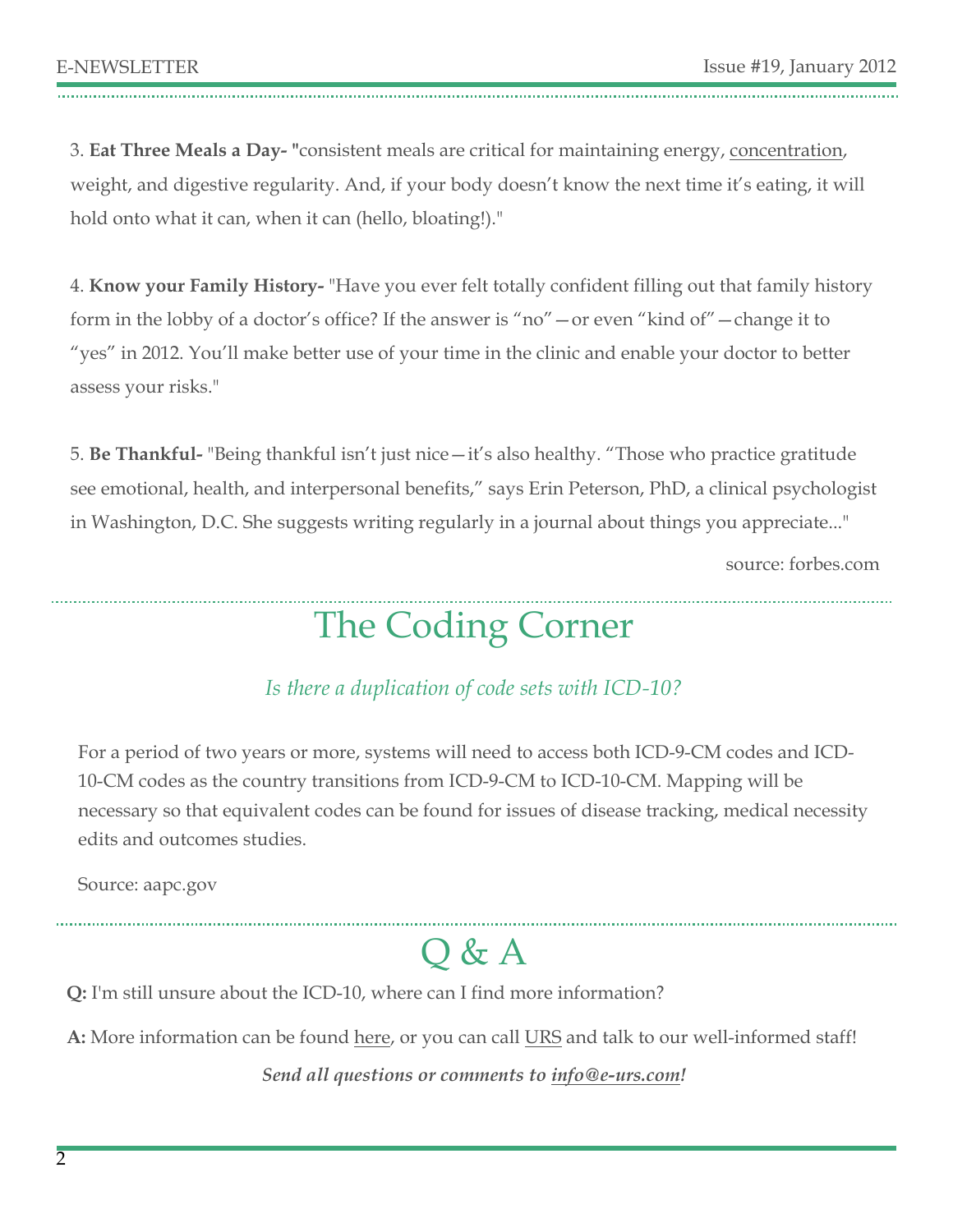3. **Eat Three Meals a Day- "**consistent meals are critical for maintaining energy, concentration, weight, and digestive regularity. And, if your body doesn't know the next time it's eating, it will hold onto what it can, when it can (hello, bloating!)."

4. **Know your Family History-** "Have you ever felt totally confident filling out that family history form in the lobby of a doctor's office? If the answer is "no"—or even "kind of"—change it to "yes" in 2012. You'll make better use of your time in the clinic and enable your doctor to better assess your risks."

5. **Be Thankful-** "Being thankful isn't just nice—it's also healthy. "Those who practice gratitude see emotional, health, and interpersonal benefits," says Erin Peterson, PhD, a clinical psychologist in Washington, D.C. She suggests writing regularly in a journal about things you appreciate..."

source: forbes.com

# The Coding Corner

*Is there a duplication of code sets with ICD-10?*

For a period of two years or more, systems will need to access both ICD-9-CM codes and ICD-10-CM codes as the country transitions from ICD-9-CM to ICD-10-CM. Mapping will be necessary so that equivalent codes can be found for issues of disease tracking, medical necessity edits and outcomes studies.

Source: aapc.gov

# Q & A

**Q:** I'm still unsure about the ICD-10, where can I find more information?

**A:** More information can be found here, or you can call URS and talk to our well-informed staff!

***Send all questions or comments to info@e-urs.com!***